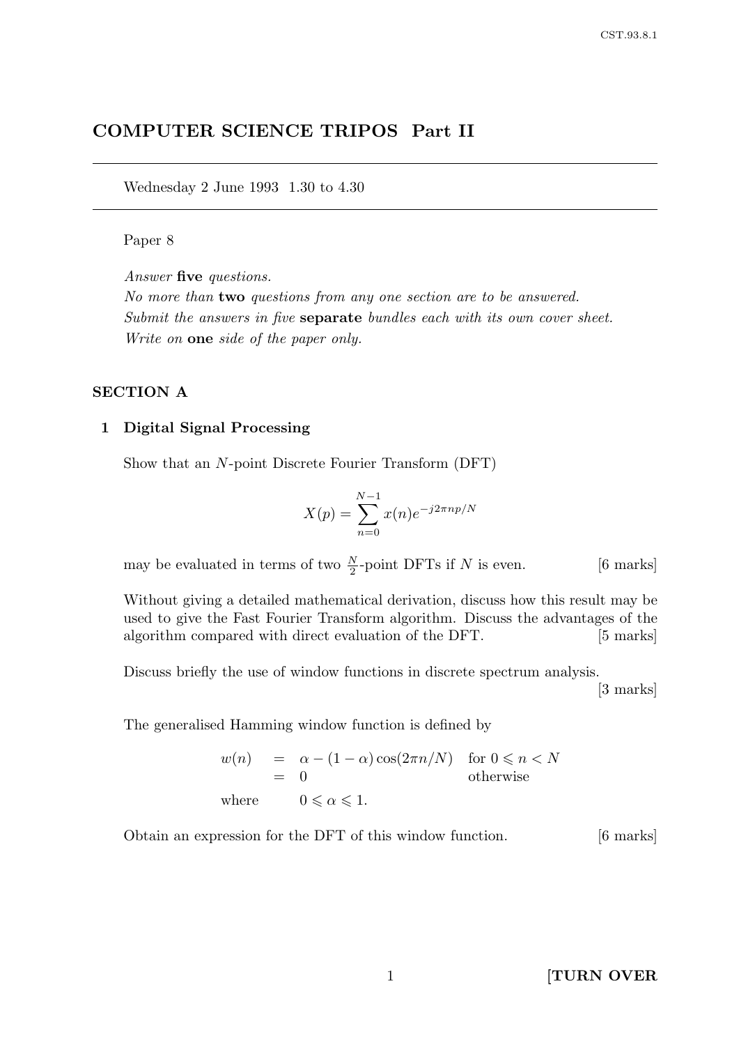# COMPUTER SCIENCE TRIPOS Part II

Wednesday 2 June 1993 1.30 to 4.30

Paper 8

*Answer* **five** *questions.*
*No more than* **two** *questions from any one section are to be answered.*
*Submit the answers in five* **separate** *bundles each with its own cover sheet.*
*Write on* **one** *side of the paper only.*

## SECTION A

### 1 Digital Signal Processing

Show that an $N$-point Discrete Fourier Transform (DFT)

$$X(p) = \sum_{n=0}^{N-1} x(n) e^{-j2\pi np/N}$$

may be evaluated in terms of two $\frac{N}{2}$-point DFTs if $N$ is even. [6 marks]

Without giving a detailed mathematical derivation, discuss how this result may be used to give the Fast Fourier Transform algorithm. Discuss the advantages of the algorithm compared with direct evaluation of the DFT. [5 marks]

Discuss briefly the use of window functions in discrete spectrum analysis. [3 marks]

The generalised Hamming window function is defined by

$$\begin{aligned} w(n) &= \alpha - (1-\alpha)\cos(2\pi n/N) \quad \text{for } 0 \leqslant n < N \\ &= 0 \quad \text{otherwise} \\ \text{where} & \quad 0 \leqslant \alpha \leqslant 1. \end{aligned}$$

Obtain an expression for the DFT of this window function. [6 marks]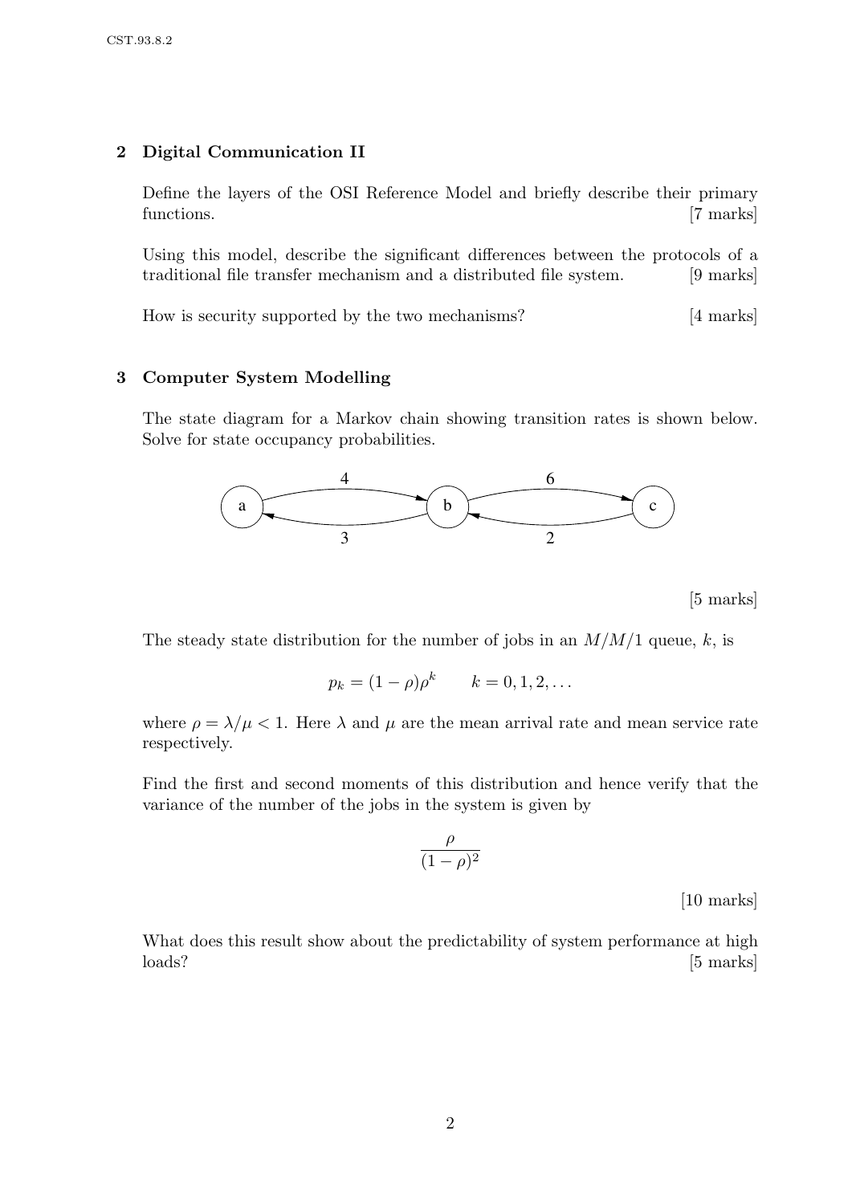## 2 Digital Communication II

Define the layers of the OSI Reference Model and briefly describe their primary functions. [7 marks]

Using this model, describe the significant differences between the protocols of a traditional file transfer mechanism and a distributed file system. [9 marks]

How is security supported by the two mechanisms? [4 marks]

## 3 Computer System Modelling

The state diagram for a Markov chain showing transition rates is shown below. Solve for state occupancy probabilities.

a → b: 4, b → a: 3, b → c: 6, c → b: 2

[5 marks]

The steady state distribution for the number of jobs in an $M/M/1$ queue, $k$, is

$$p_k = (1 - \rho)\rho^k \qquad k = 0, 1, 2, \ldots$$

where $\rho = \lambda/\mu < 1$. Here $\lambda$ and $\mu$ are the mean arrival rate and mean service rate respectively.

Find the first and second moments of this distribution and hence verify that the variance of the number of the jobs in the system is given by

$$\frac{\rho}{(1 - \rho)^2}$$

[10 marks]

What does this result show about the predictability of system performance at high loads? [5 marks]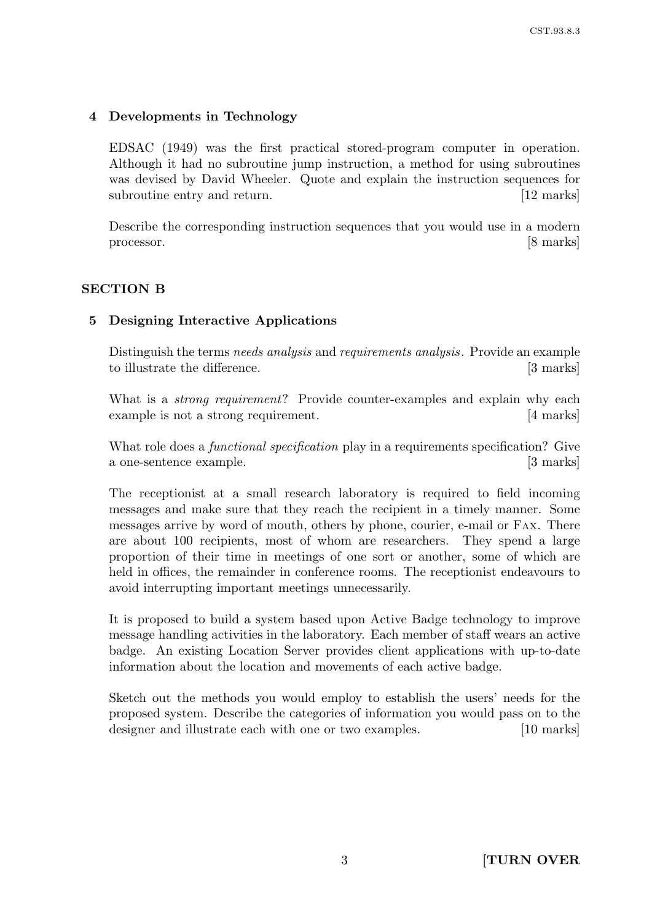## 4 Developments in Technology

EDSAC (1949) was the first practical stored-program computer in operation. Although it had no subroutine jump instruction, a method for using subroutines was devised by David Wheeler. Quote and explain the instruction sequences for subroutine entry and return. [12 marks]

Describe the corresponding instruction sequences that you would use in a modern processor. [8 marks]

# SECTION B

## 5 Designing Interactive Applications

Distinguish the terms *needs analysis* and *requirements analysis*. Provide an example to illustrate the difference. [3 marks]

What is a *strong requirement*? Provide counter-examples and explain why each example is not a strong requirement. [4 marks]

What role does a *functional specification* play in a requirements specification? Give a one-sentence example. [3 marks]

The receptionist at a small research laboratory is required to field incoming messages and make sure that they reach the recipient in a timely manner. Some messages arrive by word of mouth, others by phone, courier, e-mail or FAX. There are about 100 recipients, most of whom are researchers. They spend a large proportion of their time in meetings of one sort or another, some of which are held in offices, the remainder in conference rooms. The receptionist endeavours to avoid interrupting important meetings unnecessarily.

It is proposed to build a system based upon Active Badge technology to improve message handling activities in the laboratory. Each member of staff wears an active badge. An existing Location Server provides client applications with up-to-date information about the location and movements of each active badge.

Sketch out the methods you would employ to establish the users' needs for the proposed system. Describe the categories of information you would pass on to the designer and illustrate each with one or two examples. [10 marks]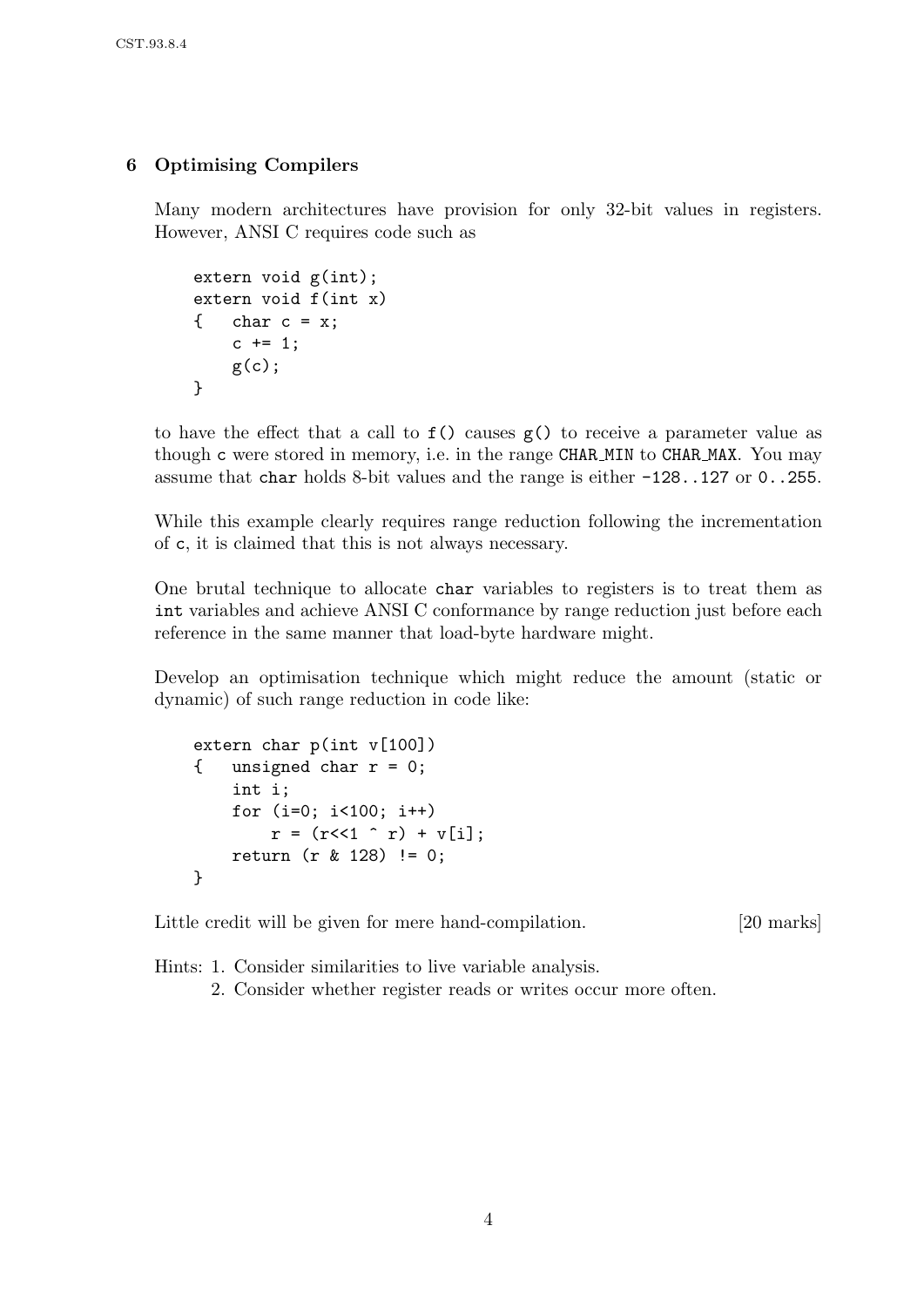## 6 Optimising Compilers

Many modern architectures have provision for only 32-bit values in registers. However, ANSI C requires code such as

```
extern void g(int);
extern void f(int x)
{   char c = x;
    c += 1;
    g(c);
}
```

to have the effect that a call to `f()` causes `g()` to receive a parameter value as though `c` were stored in memory, i.e. in the range `CHAR_MIN` to `CHAR_MAX`. You may assume that `char` holds 8-bit values and the range is either `-128..127` or `0..255`.

While this example clearly requires range reduction following the incrementation of `c`, it is claimed that this is not always necessary.

One brutal technique to allocate `char` variables to registers is to treat them as `int` variables and achieve ANSI C conformance by range reduction just before each reference in the same manner that load-byte hardware might.

Develop an optimisation technique which might reduce the amount (static or dynamic) of such range reduction in code like:

```
extern char p(int v[100])
{   unsigned char r = 0;
    int i;
    for (i=0; i<100; i++)
        r = (r<<1 ^ r) + v[i];
    return (r & 128) != 0;
}
```

Little credit will be given for mere hand-compilation. [20 marks]

Hints: 1. Consider similarities to live variable analysis.
2. Consider whether register reads or writes occur more often.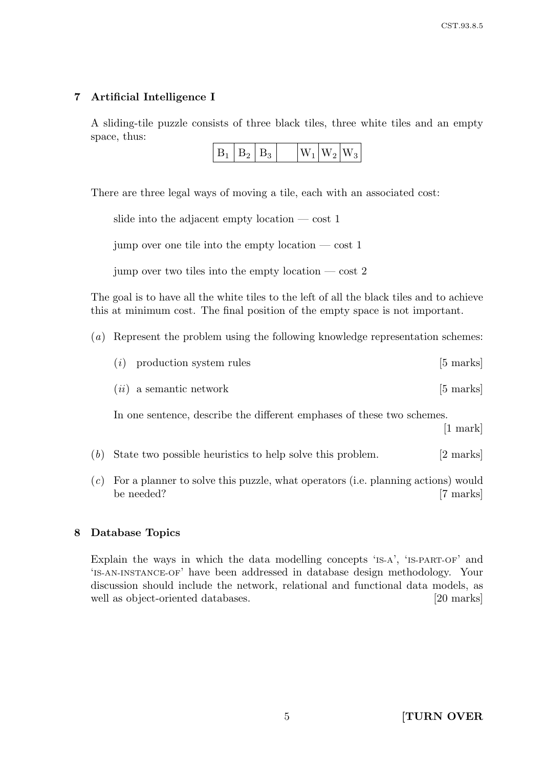## 7 Artificial Intelligence I

A sliding-tile puzzle consists of three black tiles, three white tiles and an empty space, thus:

| $B_1$ | $B_2$ | $B_3$ | | $W_1$ | $W_2$ | $W_3$ |
|---|---|---|---|---|---|---|

There are three legal ways of moving a tile, each with an associated cost:

slide into the adjacent empty location — cost 1

jump over one tile into the empty location — cost 1

jump over two tiles into the empty location — cost 2

The goal is to have all the white tiles to the left of all the black tiles and to achieve this at minimum cost. The final position of the empty space is not important.

(*a*) Represent the problem using the following knowledge representation schemes:

(*i*) production system rules [5 marks]

(*ii*) a semantic network [5 marks]

In one sentence, describe the different emphases of these two schemes. [1 mark]

(*b*) State two possible heuristics to help solve this problem. [2 marks]

(*c*) For a planner to solve this puzzle, what operators (i.e. planning actions) would be needed? [7 marks]

## 8 Database Topics

Explain the ways in which the data modelling concepts 'IS-A', 'IS-PART-OF' and 'IS-AN-INSTANCE-OF' have been addressed in database design methodology. Your discussion should include the network, relational and functional data models, as well as object-oriented databases. [20 marks]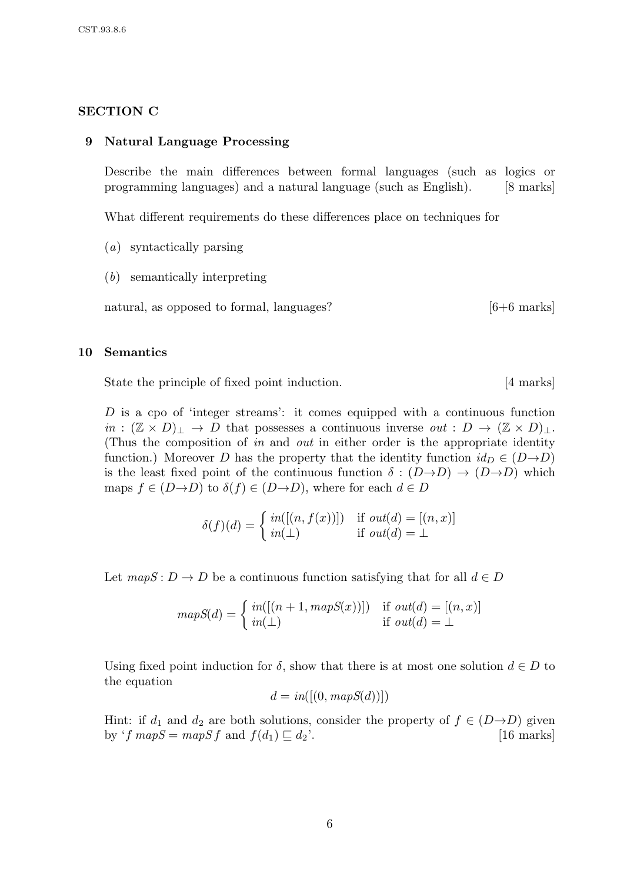## SECTION C

### 9 Natural Language Processing

Describe the main differences between formal languages (such as logics or programming languages) and a natural language (such as English). [8 marks]

What different requirements do these differences place on techniques for

(*a*) syntactically parsing

(*b*) semantically interpreting

natural, as opposed to formal, languages? [6+6 marks]

### 10 Semantics

State the principle of fixed point induction. [4 marks]

$D$ is a cpo of 'integer streams': it comes equipped with a continuous function $in : (\mathbb{Z} \times D)_\perp \to D$ that possesses a continuous inverse $out : D \to (\mathbb{Z} \times D)_\perp$. (Thus the composition of $in$ and $out$ in either order is the appropriate identity function.) Moreover $D$ has the property that the identity function $id_D \in (D \to D)$ is the least fixed point of the continuous function $\delta : (D \to D) \to (D \to D)$ which maps $f \in (D \to D)$ to $\delta(f) \in (D \to D)$, where for each $d \in D$

$$\delta(f)(d) = \begin{cases} in([(n, f(x))]) & \text{if } out(d) = [(n, x)] \\ in(\perp) & \text{if } out(d) = \perp \end{cases}$$

Let $mapS : D \to D$ be a continuous function satisfying that for all $d \in D$

$$mapS(d) = \begin{cases} in([(n+1, mapS(x))]) & \text{if } out(d) = [(n, x)] \\ in(\perp) & \text{if } out(d) = \perp \end{cases}$$

Using fixed point induction for $\delta$, show that there is at most one solution $d \in D$ to the equation

$$d = in([(0, mapS(d))])$$

Hint: if $d_1$ and $d_2$ are both solutions, consider the property of $f \in (D \to D)$ given by '$f \, mapS = mapS \, f$ and $f(d_1) \sqsubseteq d_2$'. [16 marks]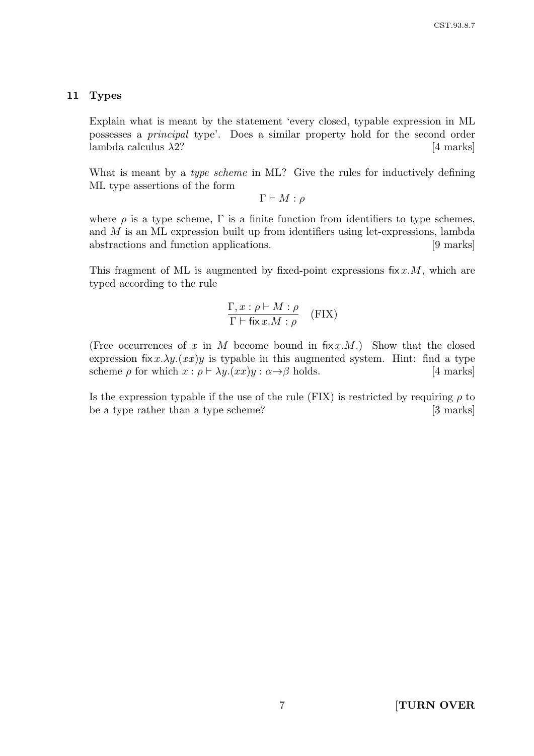## 11 Types

Explain what is meant by the statement 'every closed, typable expression in ML possesses a *principal* type'. Does a similar property hold for the second order lambda calculus $\lambda 2$? [4 marks]

What is meant by a *type scheme* in ML? Give the rules for inductively defining ML type assertions of the form

$$\Gamma \vdash M : \rho$$

where $\rho$ is a type scheme, $\Gamma$ is a finite function from identifiers to type schemes, and $M$ is an ML expression built up from identifiers using let-expressions, lambda abstractions and function applications. [9 marks]

This fragment of ML is augmented by fixed-point expressions $\mathsf{fix}\, x.M$, which are typed according to the rule

$$\frac{\Gamma, x : \rho \vdash M : \rho}{\Gamma \vdash \mathsf{fix}\, x.M : \rho} \quad \text{(FIX)}$$

(Free occurrences of $x$ in $M$ become bound in $\mathsf{fix}\, x.M$.) Show that the closed expression $\mathsf{fix}\, x.\lambda y.(xx)y$ is typable in this augmented system. Hint: find a type scheme $\rho$ for which $x : \rho \vdash \lambda y.(xx)y : \alpha \to \beta$ holds. [4 marks]

Is the expression typable if the use of the rule (FIX) is restricted by requiring $\rho$ to be a type rather than a type scheme? [3 marks]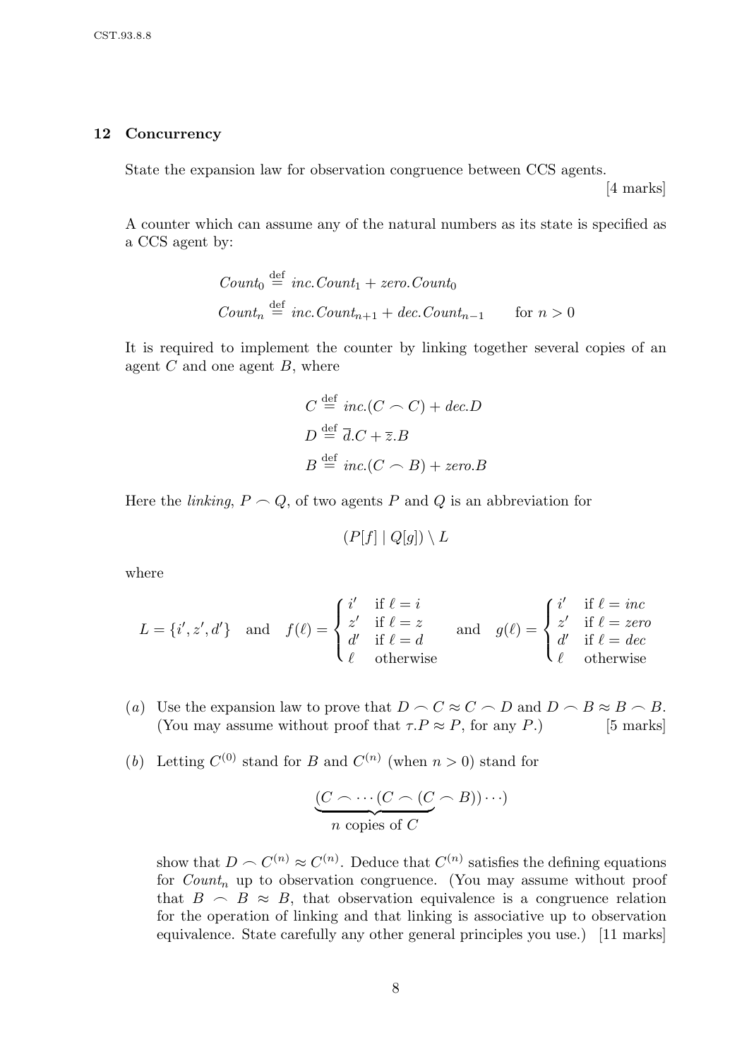## 12 Concurrency

State the expansion law for observation congruence between CCS agents.

[4 marks]

A counter which can assume any of the natural numbers as its state is specified as a CCS agent by:

$$Count_0 \stackrel{\text{def}}{=} inc.Count_1 + zero.Count_0$$

$$Count_n \stackrel{\text{def}}{=} inc.Count_{n+1} + dec.Count_{n-1} \qquad \text{for } n > 0$$

It is required to implement the counter by linking together several copies of an agent $C$ and one agent $B$, where

$$C \stackrel{\text{def}}{=} inc.(C \frown C) + dec.D$$

$$D \stackrel{\text{def}}{=} \overline{d}.C + \overline{z}.B$$

$$B \stackrel{\text{def}}{=} inc.(C \frown B) + zero.B$$

Here the *linking*, $P \frown Q$, of two agents $P$ and $Q$ is an abbreviation for

$$(P[f] \mid Q[g]) \setminus L$$

where

$$L = \{i', z', d'\} \quad \text{and} \quad f(\ell) = \begin{cases} i' & \text{if } \ell = i \\ z' & \text{if } \ell = z \\ d' & \text{if } \ell = d \\ \ell & \text{otherwise} \end{cases} \quad \text{and} \quad g(\ell) = \begin{cases} i' & \text{if } \ell = inc \\ z' & \text{if } \ell = zero \\ d' & \text{if } \ell = dec \\ \ell & \text{otherwise} \end{cases}$$

(*a*) Use the expansion law to prove that $D \frown C \approx C \frown D$ and $D \frown B \approx B \frown B$. (You may assume without proof that $\tau.P \approx P$, for any $P$.) [5 marks]

(*b*) Letting $C^{(0)}$ stand for $B$ and $C^{(n)}$ (when $n > 0$) stand for

$$\underbrace{(C \frown \cdots (C \frown (C}_{n \text{ copies of } C} \frown B)) \cdots)$$

show that $D \frown C^{(n)} \approx C^{(n)}$. Deduce that $C^{(n)}$ satisfies the defining equations for $Count_n$ up to observation congruence. (You may assume without proof that $B \frown B \approx B$, that observation equivalence is a congruence relation for the operation of linking and that linking is associative up to observation equivalence. State carefully any other general principles you use.) [11 marks]